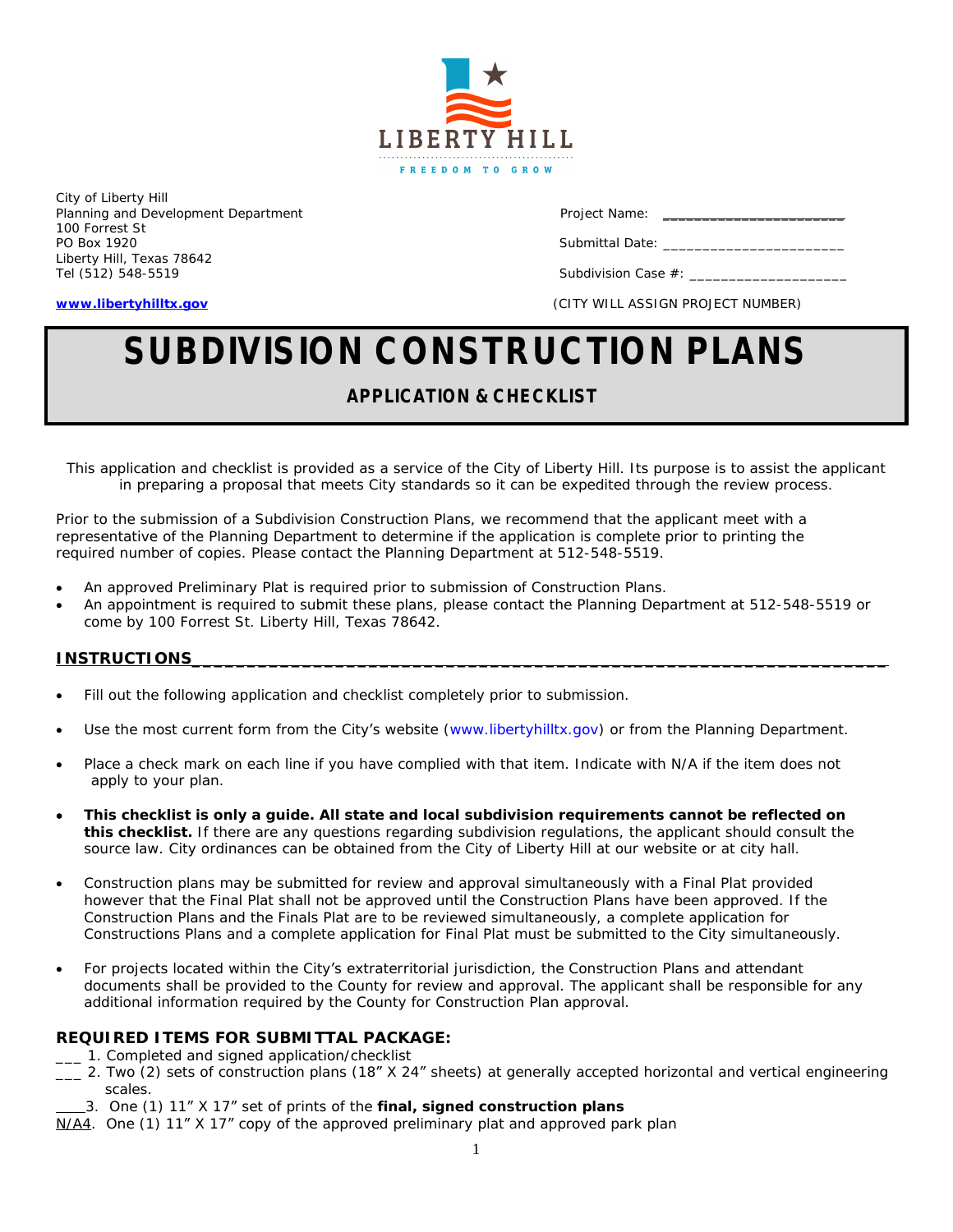LIBERTY HILL

FREEDOM TO GROW

City of Liberty Hill
Planning and Development Department
100 Forrest St
PO Box 1920
Liberty Hill, Texas 78642
Tel (512) 548-5519

**www.libertyhilltx.gov**

Project Name: ______________________

Submittal Date: ______________________

Subdivision Case #: ____________________

(CITY WILL ASSIGN PROJECT NUMBER)

# SUBDIVISION CONSTRUCTION PLANS

## APPLICATION & CHECKLIST

This application and checklist is provided as a service of the City of Liberty Hill. Its purpose is to assist the applicant in preparing a proposal that meets City standards so it can be expedited through the review process.

Prior to the submission of a Subdivision Construction Plans, we recommend that the applicant meet with a representative of the Planning Department to determine if the application is complete prior to printing the required number of copies. Please contact the Planning Department at 512-548-5519.

- An approved Preliminary Plat is required prior to submission of Construction Plans.
- An appointment is required to submit these plans, please contact the Planning Department at 512-548-5519 or come by 100 Forrest St. Liberty Hill, Texas 78642.

### INSTRUCTIONS

- Fill out the following application and checklist completely prior to submission.
- Use the most current form from the City's website (www.libertyhilltx.gov) or from the Planning Department.
- Place a check mark on each line if you have complied with that item. Indicate with N/A if the item does not apply to your plan.
- **This checklist is only a guide. All state and local subdivision requirements cannot be reflected on this checklist.** If there are any questions regarding subdivision regulations, the applicant should consult the source law. City ordinances can be obtained from the City of Liberty Hill at our website or at city hall.
- Construction plans may be submitted for review and approval simultaneously with a Final Plat provided however that the Final Plat shall not be approved until the Construction Plans have been approved. If the Construction Plans and the Finals Plat are to be reviewed simultaneously, a complete application for Constructions Plans and a complete application for Final Plat must be submitted to the City simultaneously.
- For projects located within the City's extraterritorial jurisdiction, the Construction Plans and attendant documents shall be provided to the County for review and approval. The applicant shall be responsible for any additional information required by the County for Construction Plan approval.

### REQUIRED ITEMS FOR SUBMITTAL PACKAGE:

___ 1. Completed and signed application/checklist

___ 2. Two (2) sets of construction plans (18" X 24" sheets) at generally accepted horizontal and vertical engineering scales.

____3. One (1) 11" X 17" set of prints of the **final, signed construction plans**

N/A4. One (1) 11" X 17" copy of the approved preliminary plat and approved park plan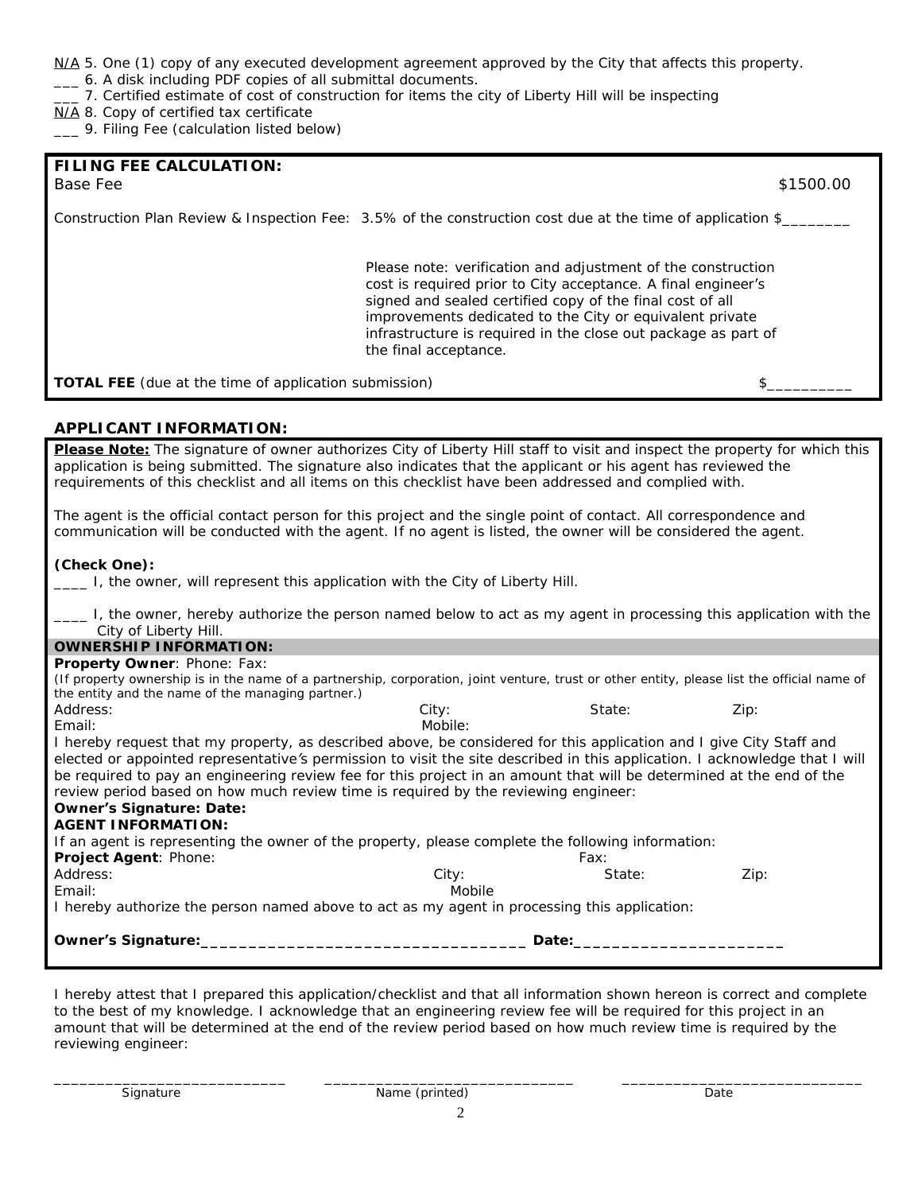N/A 5. One (1) copy of any executed development agreement approved by the City that affects this property.
___ 6. A disk including PDF copies of all submittal documents.
___ 7. Certified estimate of cost of construction for items the city of Liberty Hill will be inspecting
N/A 8. Copy of certified tax certificate
___ 9. Filing Fee (calculation listed below)

**FILING FEE CALCULATION:**

Base Fee $1500.00

Construction Plan Review & Inspection Fee: 3.5% of the construction cost due at the time of application $________

Please note: verification and adjustment of the construction cost is required prior to City acceptance. A final engineer's signed and sealed certified copy of the final cost of all improvements dedicated to the City or equivalent private infrastructure is required in the close out package as part of the final acceptance.

**TOTAL FEE** (due at the time of application submission) $__________

## APPLICANT INFORMATION:

**Please Note:** The signature of owner authorizes City of Liberty Hill staff to visit and inspect the property for which this application is being submitted. The signature also indicates that the applicant or his agent has reviewed the requirements of this checklist and all items on this checklist have been addressed and complied with.

The agent is the official contact person for this project and the single point of contact. All correspondence and communication will be conducted with the agent. If no agent is listed, the owner will be considered the agent.

**(Check One):**

____ I, the owner, will represent this application with the City of Liberty Hill.

____ I, the owner, hereby authorize the person named below to act as my agent in processing this application with the City of Liberty Hill.

**OWNERSHIP INFORMATION:**

**Property Owner**: Phone: Fax:

(If property ownership is in the name of a partnership, corporation, joint venture, trust or other entity, please list the official name of the entity and the name of the managing partner.)

Address: City: State: Zip:
Email: Mobile:

I hereby request that my property, as described above, be considered for this application and I give City Staff and elected or appointed representative's permission to visit the site described in this application. I acknowledge that I will be required to pay an engineering review fee for this project in an amount that will be determined at the end of the review period based on how much review time is required by the reviewing engineer:

**Owner's Signature: Date:**

**AGENT INFORMATION:**

If an agent is representing the owner of the property, please complete the following information:

**Project Agent**: Phone: Fax:
Address: City: State: Zip:
Email: Mobile

I hereby authorize the person named above to act as my agent in processing this application:

**Owner's Signature:**___________________________________ **Date:**______________________

I hereby attest that I prepared this application/checklist and that all information shown hereon is correct and complete to the best of my knowledge. I acknowledge that an engineering review fee will be required for this project in an amount that will be determined at the end of the review period based on how much review time is required by the reviewing engineer:

___________________________ ____________________________ ___________________________
Signature Name (printed) Date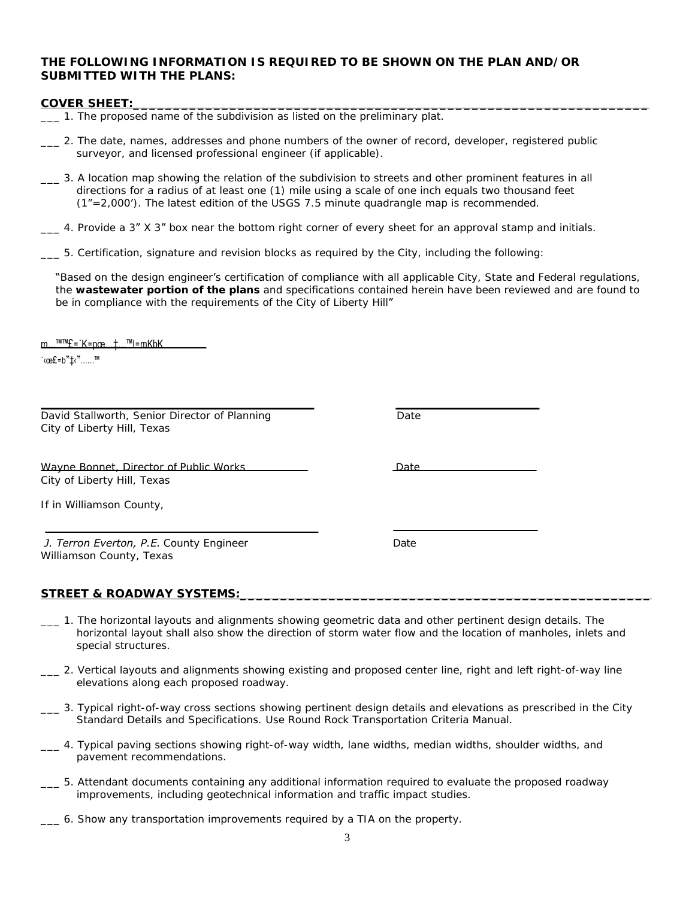**THE FOLLOWING INFORMATION IS REQUIRED TO BE SHOWN ON THE PLAN AND/OR SUBMITTED WITH THE PLANS:**

**COVER SHEET:**

___ 1. The proposed name of the subdivision as listed on the preliminary plat.

___ 2. The date, names, addresses and phone numbers of the owner of record, developer, registered public surveyor, and licensed professional engineer (if applicable).

___ 3. A location map showing the relation of the subdivision to streets and other prominent features in all directions for a radius of at least one (1) mile using a scale of one inch equals two thousand feet (1"=2,000'). The latest edition of the USGS 7.5 minute quadrangle map is recommended.

___ 4. Provide a 3" X 3" box near the bottom right corner of every sheet for an approval stamp and initials.

___ 5. Certification, signature and revision blocks as required by the City, including the following:

"Based on the design engineer's certification of compliance with all applicable City, State and Federal regulations, the **wastewater portion of the plans** and specifications contained herein have been reviewed and are found to be in compliance with the requirements of the City of Liberty Hill"

m…™™£=`K=pœ…‡…™l=mKbK
`‹œ£=b"‡‹"……™

______________________________ ______________
David Stallworth, Senior Director of Planning — Date
City of Liberty Hill, Texas

Wayne Bonnet, Director of Public Works — Date
City of Liberty Hill, Texas

If in Williamson County,

______________________________ ______________
*J. Terron Everton, P.E.* County Engineer — Date
Williamson County, Texas

**STREET & ROADWAY SYSTEMS:**

___ 1. The horizontal layouts and alignments showing geometric data and other pertinent design details. The horizontal layout shall also show the direction of storm water flow and the location of manholes, inlets and special structures.

___ 2. Vertical layouts and alignments showing existing and proposed center line, right and left right-of-way line elevations along each proposed roadway.

___ 3. Typical right-of-way cross sections showing pertinent design details and elevations as prescribed in the City Standard Details and Specifications. Use Round Rock Transportation Criteria Manual.

___ 4. Typical paving sections showing right-of-way width, lane widths, median widths, shoulder widths, and pavement recommendations.

___ 5. Attendant documents containing any additional information required to evaluate the proposed roadway improvements, including geotechnical information and traffic impact studies.

___ 6. Show any transportation improvements required by a TIA on the property.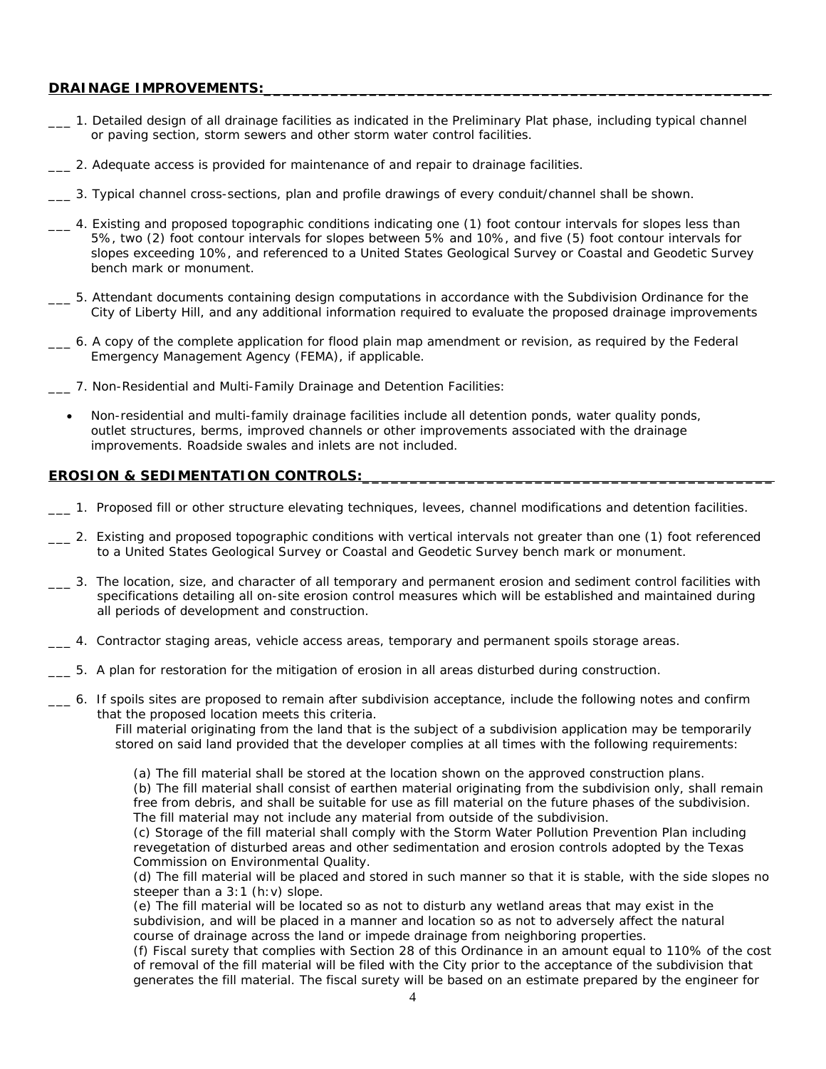**DRAINAGE IMPROVEMENTS:**

___ 1. Detailed design of all drainage facilities as indicated in the Preliminary Plat phase, including typical channel or paving section, storm sewers and other storm water control facilities.

___ 2. Adequate access is provided for maintenance of and repair to drainage facilities.

___ 3. Typical channel cross-sections, plan and profile drawings of every conduit/channel shall be shown.

___ 4. Existing and proposed topographic conditions indicating one (1) foot contour intervals for slopes less than 5%, two (2) foot contour intervals for slopes between 5% and 10%, and five (5) foot contour intervals for slopes exceeding 10%, and referenced to a United States Geological Survey or Coastal and Geodetic Survey bench mark or monument.

___ 5. Attendant documents containing design computations in accordance with the Subdivision Ordinance for the City of Liberty Hill, and any additional information required to evaluate the proposed drainage improvements

___ 6. A copy of the complete application for flood plain map amendment or revision, as required by the Federal Emergency Management Agency (FEMA), if applicable.

___ 7. Non-Residential and Multi-Family Drainage and Detention Facilities:

- Non-residential and multi-family drainage facilities include all detention ponds, water quality ponds, outlet structures, berms, improved channels or other improvements associated with the drainage improvements. Roadside swales and inlets are not included.

**EROSION & SEDIMENTATION CONTROLS:**

___ 1. Proposed fill or other structure elevating techniques, levees, channel modifications and detention facilities.

___ 2. Existing and proposed topographic conditions with vertical intervals not greater than one (1) foot referenced to a United States Geological Survey or Coastal and Geodetic Survey bench mark or monument.

___ 3. The location, size, and character of all temporary and permanent erosion and sediment control facilities with specifications detailing all on-site erosion control measures which will be established and maintained during all periods of development and construction.

___ 4. Contractor staging areas, vehicle access areas, temporary and permanent spoils storage areas.

___ 5. A plan for restoration for the mitigation of erosion in all areas disturbed during construction.

___ 6. If spoils sites are proposed to remain after subdivision acceptance, include the following notes and confirm that the proposed location meets this criteria.

Fill material originating from the land that is the subject of a subdivision application may be temporarily stored on said land provided that the developer complies at all times with the following requirements:

(a) The fill material shall be stored at the location shown on the approved construction plans.
(b) The fill material shall consist of earthen material originating from the subdivision only, shall remain free from debris, and shall be suitable for use as fill material on the future phases of the subdivision. The fill material may not include any material from outside of the subdivision.
(c) Storage of the fill material shall comply with the Storm Water Pollution Prevention Plan including revegetation of disturbed areas and other sedimentation and erosion controls adopted by the Texas Commission on Environmental Quality.
(d) The fill material will be placed and stored in such manner so that it is stable, with the side slopes no steeper than a 3:1 (h:v) slope.
(e) The fill material will be located so as not to disturb any wetland areas that may exist in the subdivision, and will be placed in a manner and location so as not to adversely affect the natural course of drainage across the land or impede drainage from neighboring properties.
(f) Fiscal surety that complies with Section 28 of this Ordinance in an amount equal to 110% of the cost of removal of the fill material will be filed with the City prior to the acceptance of the subdivision that generates the fill material. The fiscal surety will be based on an estimate prepared by the engineer for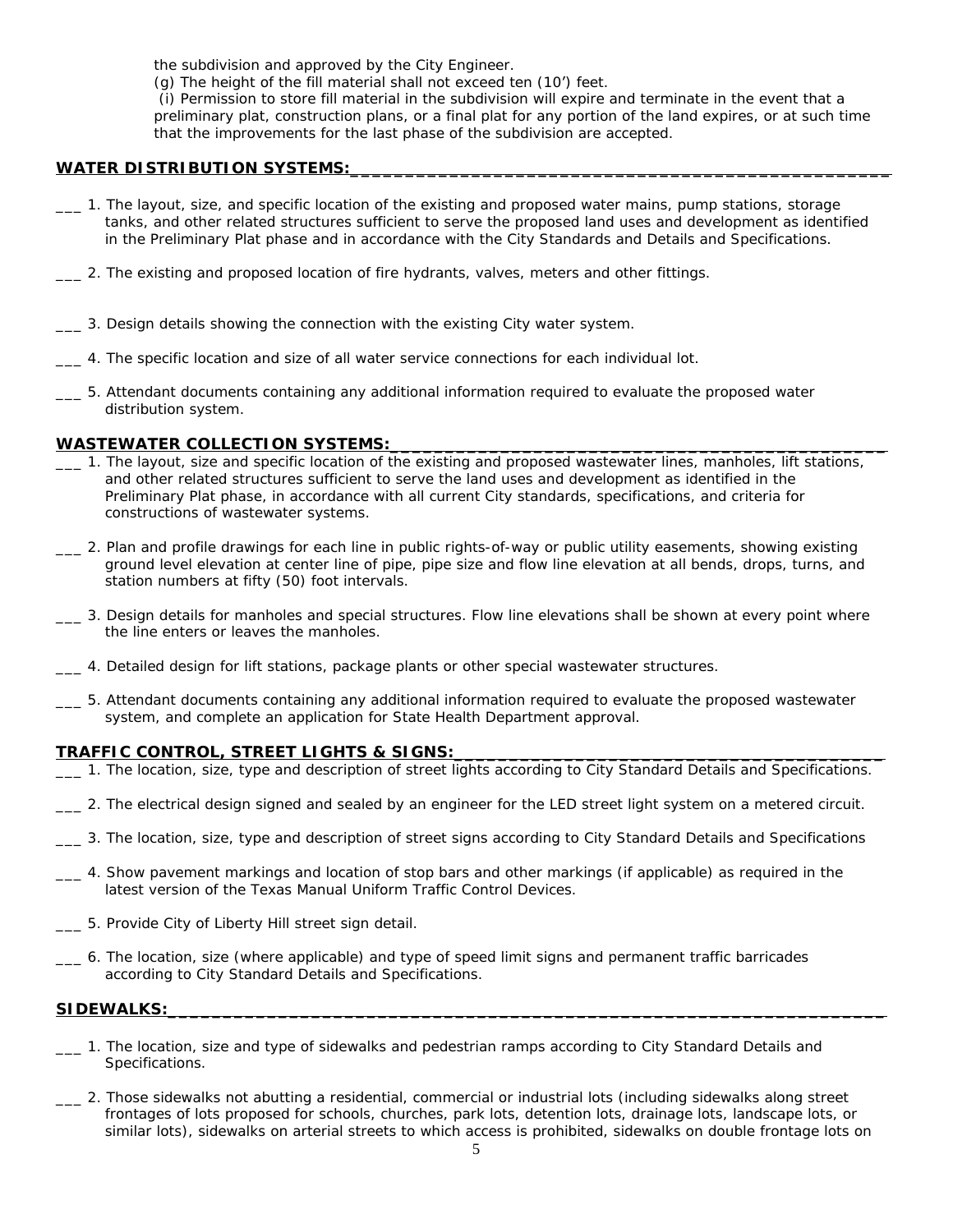the subdivision and approved by the City Engineer.

(g) The height of the fill material shall not exceed ten (10') feet.

(i) Permission to store fill material in the subdivision will expire and terminate in the event that a preliminary plat, construction plans, or a final plat for any portion of the land expires, or at such time that the improvements for the last phase of the subdivision are accepted.

## WATER DISTRIBUTION SYSTEMS:

___ 1. The layout, size, and specific location of the existing and proposed water mains, pump stations, storage tanks, and other related structures sufficient to serve the proposed land uses and development as identified in the Preliminary Plat phase and in accordance with the City Standards and Details and Specifications.

___ 2. The existing and proposed location of fire hydrants, valves, meters and other fittings.

___ 3. Design details showing the connection with the existing City water system.

___ 4. The specific location and size of all water service connections for each individual lot.

___ 5. Attendant documents containing any additional information required to evaluate the proposed water distribution system.

## WASTEWATER COLLECTION SYSTEMS:

___ 1. The layout, size and specific location of the existing and proposed wastewater lines, manholes, lift stations, and other related structures sufficient to serve the land uses and development as identified in the Preliminary Plat phase, in accordance with all current City standards, specifications, and criteria for constructions of wastewater systems.

___ 2. Plan and profile drawings for each line in public rights-of-way or public utility easements, showing existing ground level elevation at center line of pipe, pipe size and flow line elevation at all bends, drops, turns, and station numbers at fifty (50) foot intervals.

___ 3. Design details for manholes and special structures. Flow line elevations shall be shown at every point where the line enters or leaves the manholes.

___ 4. Detailed design for lift stations, package plants or other special wastewater structures.

___ 5. Attendant documents containing any additional information required to evaluate the proposed wastewater system, and complete an application for State Health Department approval.

## TRAFFIC CONTROL, STREET LIGHTS & SIGNS:

___ 1. The location, size, type and description of street lights according to City Standard Details and Specifications.

___ 2. The electrical design signed and sealed by an engineer for the LED street light system on a metered circuit.

___ 3. The location, size, type and description of street signs according to City Standard Details and Specifications

___ 4. Show pavement markings and location of stop bars and other markings (if applicable) as required in the latest version of the Texas Manual Uniform Traffic Control Devices.

___ 5. Provide City of Liberty Hill street sign detail.

___ 6. The location, size (where applicable) and type of speed limit signs and permanent traffic barricades according to City Standard Details and Specifications.

## SIDEWALKS:

___ 1. The location, size and type of sidewalks and pedestrian ramps according to City Standard Details and Specifications.

___ 2. Those sidewalks not abutting a residential, commercial or industrial lots (including sidewalks along street frontages of lots proposed for schools, churches, park lots, detention lots, drainage lots, landscape lots, or similar lots), sidewalks on arterial streets to which access is prohibited, sidewalks on double frontage lots on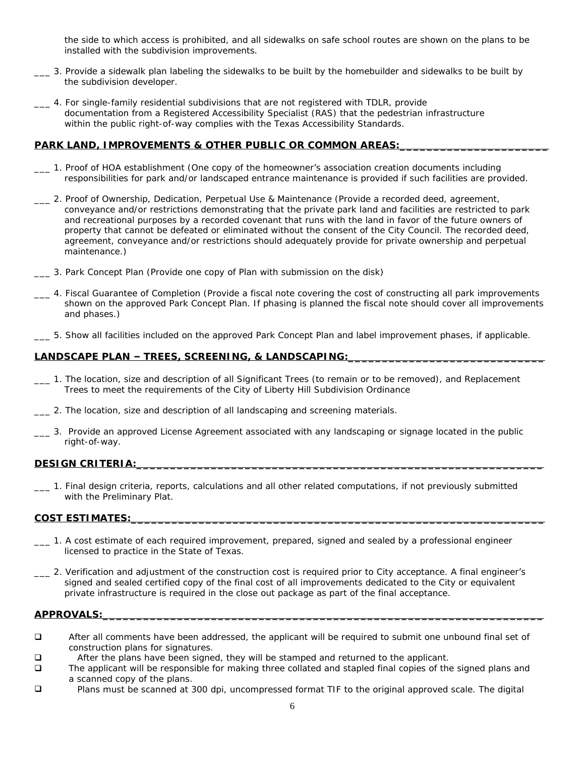the side to which access is prohibited, and all sidewalks on safe school routes are shown on the plans to be installed with the subdivision improvements.

___ 3. Provide a sidewalk plan labeling the sidewalks to be built by the homebuilder and sidewalks to be built by the subdivision developer.

___ 4. For single-family residential subdivisions that are not registered with TDLR, provide documentation from a Registered Accessibility Specialist (RAS) that the pedestrian infrastructure within the public right-of-way complies with the Texas Accessibility Standards.

**PARK LAND, IMPROVEMENTS & OTHER PUBLIC OR COMMON AREAS:**

___ 1. Proof of HOA establishment (One copy of the homeowner's association creation documents including responsibilities for park and/or landscaped entrance maintenance is provided if such facilities are provided.

___ 2. Proof of Ownership, Dedication, Perpetual Use & Maintenance (Provide a recorded deed, agreement, conveyance and/or restrictions demonstrating that the private park land and facilities are restricted to park and recreational purposes by a recorded covenant that runs with the land in favor of the future owners of property that cannot be defeated or eliminated without the consent of the City Council. The recorded deed, agreement, conveyance and/or restrictions should adequately provide for private ownership and perpetual maintenance.)

___ 3. Park Concept Plan (Provide one copy of Plan with submission on the disk)

___ 4. Fiscal Guarantee of Completion (Provide a fiscal note covering the cost of constructing all park improvements shown on the approved Park Concept Plan. If phasing is planned the fiscal note should cover all improvements and phases.)

___ 5. Show all facilities included on the approved Park Concept Plan and label improvement phases, if applicable.

**LANDSCAPE PLAN – TREES, SCREENING, & LANDSCAPING:**

___ 1. The location, size and description of all Significant Trees (to remain or to be removed), and Replacement Trees to meet the requirements of the City of Liberty Hill Subdivision Ordinance

___ 2. The location, size and description of all landscaping and screening materials.

___ 3. Provide an approved License Agreement associated with any landscaping or signage located in the public right-of-way.

**DESIGN CRITERIA:**

___ 1. Final design criteria, reports, calculations and all other related computations, if not previously submitted with the Preliminary Plat.

**COST ESTIMATES:**

___ 1. A cost estimate of each required improvement, prepared, signed and sealed by a professional engineer licensed to practice in the State of Texas.

___ 2. Verification and adjustment of the construction cost is required prior to City acceptance. A final engineer's signed and sealed certified copy of the final cost of all improvements dedicated to the City or equivalent private infrastructure is required in the close out package as part of the final acceptance.

**APPROVALS:**

- ❑ After all comments have been addressed, the applicant will be required to submit one unbound final set of construction plans for signatures.
- ❑ After the plans have been signed, they will be stamped and returned to the applicant.
- ❑ The applicant will be responsible for making three collated and stapled final copies of the signed plans and a scanned copy of the plans.
- ❑ Plans must be scanned at 300 dpi, uncompressed format TIF to the original approved scale. The digital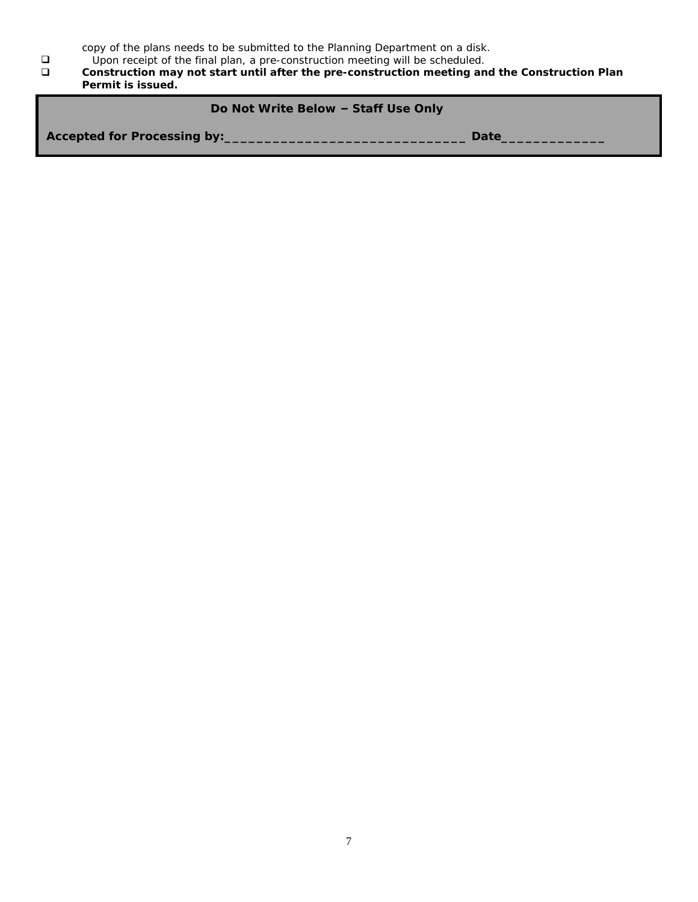copy of the plans needs to be submitted to the Planning Department on a disk.

- ❑ Upon receipt of the final plan, a pre-construction meeting will be scheduled.
- ❑ **Construction may not start until after the pre-construction meeting and the Construction Plan Permit is issued.**

**Do Not Write Below – Staff Use Only**

**Accepted for Processing by:**_______________________________ **Date**_____________